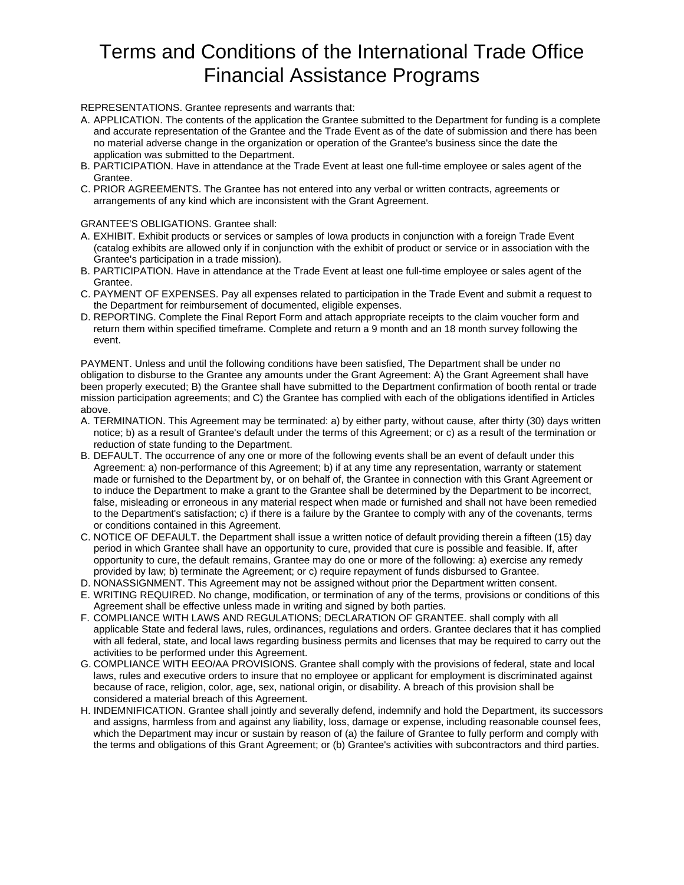# Terms and Conditions of the International Trade Office Financial Assistance Programs

REPRESENTATIONS. Grantee represents and warrants that:

A. APPLICATION. The contents of the application the Grantee submitted to the Department for funding is a complete and accurate representation of the Grantee and the Trade Event as of the date of submission and there has been no material adverse change in the organization or operation of the Grantee's business since the date the application was submitted to the Department.
B. PARTICIPATION. Have in attendance at the Trade Event at least one full-time employee or sales agent of the Grantee.
C. PRIOR AGREEMENTS. The Grantee has not entered into any verbal or written contracts, agreements or arrangements of any kind which are inconsistent with the Grant Agreement.

GRANTEE'S OBLIGATIONS. Grantee shall:

A. EXHIBIT. Exhibit products or services or samples of Iowa products in conjunction with a foreign Trade Event (catalog exhibits are allowed only if in conjunction with the exhibit of product or service or in association with the Grantee's participation in a trade mission).
B. PARTICIPATION. Have in attendance at the Trade Event at least one full-time employee or sales agent of the Grantee.
C. PAYMENT OF EXPENSES. Pay all expenses related to participation in the Trade Event and submit a request to the Department for reimbursement of documented, eligible expenses.
D. REPORTING. Complete the Final Report Form and attach appropriate receipts to the claim voucher form and return them within specified timeframe. Complete and return a 9 month and an 18 month survey following the event.

PAYMENT. Unless and until the following conditions have been satisfied, The Department shall be under no obligation to disburse to the Grantee any amounts under the Grant Agreement: A) the Grant Agreement shall have been properly executed; B) the Grantee shall have submitted to the Department confirmation of booth rental or trade mission participation agreements; and C) the Grantee has complied with each of the obligations identified in Articles above.

A. TERMINATION. This Agreement may be terminated: a) by either party, without cause, after thirty (30) days written notice; b) as a result of Grantee's default under the terms of this Agreement; or c) as a result of the termination or reduction of state funding to the Department.
B. DEFAULT. The occurrence of any one or more of the following events shall be an event of default under this Agreement: a) non-performance of this Agreement; b) if at any time any representation, warranty or statement made or furnished to the Department by, or on behalf of, the Grantee in connection with this Grant Agreement or to induce the Department to make a grant to the Grantee shall be determined by the Department to be incorrect, false, misleading or erroneous in any material respect when made or furnished and shall not have been remedied to the Department's satisfaction; c) if there is a failure by the Grantee to comply with any of the covenants, terms or conditions contained in this Agreement.
C. NOTICE OF DEFAULT. the Department shall issue a written notice of default providing therein a fifteen (15) day period in which Grantee shall have an opportunity to cure, provided that cure is possible and feasible. If, after opportunity to cure, the default remains, Grantee may do one or more of the following: a) exercise any remedy provided by law; b) terminate the Agreement; or c) require repayment of funds disbursed to Grantee.
D. NONASSIGNMENT. This Agreement may not be assigned without prior the Department written consent.
E. WRITING REQUIRED. No change, modification, or termination of any of the terms, provisions or conditions of this Agreement shall be effective unless made in writing and signed by both parties.
F. COMPLIANCE WITH LAWS AND REGULATIONS; DECLARATION OF GRANTEE. shall comply with all applicable State and federal laws, rules, ordinances, regulations and orders. Grantee declares that it has complied with all federal, state, and local laws regarding business permits and licenses that may be required to carry out the activities to be performed under this Agreement.
G. COMPLIANCE WITH EEO/AA PROVISIONS. Grantee shall comply with the provisions of federal, state and local laws, rules and executive orders to insure that no employee or applicant for employment is discriminated against because of race, religion, color, age, sex, national origin, or disability. A breach of this provision shall be considered a material breach of this Agreement.
H. INDEMNIFICATION. Grantee shall jointly and severally defend, indemnify and hold the Department, its successors and assigns, harmless from and against any liability, loss, damage or expense, including reasonable counsel fees, which the Department may incur or sustain by reason of (a) the failure of Grantee to fully perform and comply with the terms and obligations of this Grant Agreement; or (b) Grantee's activities with subcontractors and third parties.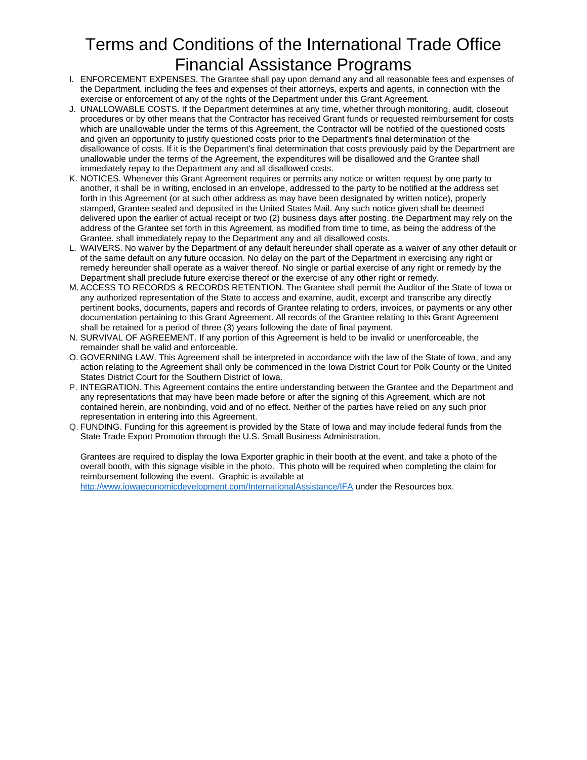# Terms and Conditions of the International Trade Office Financial Assistance Programs

I. ENFORCEMENT EXPENSES. The Grantee shall pay upon demand any and all reasonable fees and expenses of the Department, including the fees and expenses of their attorneys, experts and agents, in connection with the exercise or enforcement of any of the rights of the Department under this Grant Agreement.

J. UNALLOWABLE COSTS. If the Department determines at any time, whether through monitoring, audit, closeout procedures or by other means that the Contractor has received Grant funds or requested reimbursement for costs which are unallowable under the terms of this Agreement, the Contractor will be notified of the questioned costs and given an opportunity to justify questioned costs prior to the Department's final determination of the disallowance of costs. If it is the Department's final determination that costs previously paid by the Department are unallowable under the terms of the Agreement, the expenditures will be disallowed and the Grantee shall immediately repay to the Department any and all disallowed costs.

K. NOTICES. Whenever this Grant Agreement requires or permits any notice or written request by one party to another, it shall be in writing, enclosed in an envelope, addressed to the party to be notified at the address set forth in this Agreement (or at such other address as may have been designated by written notice), properly stamped, Grantee sealed and deposited in the United States Mail. Any such notice given shall be deemed delivered upon the earlier of actual receipt or two (2) business days after posting. the Department may rely on the address of the Grantee set forth in this Agreement, as modified from time to time, as being the address of the Grantee. shall immediately repay to the Department any and all disallowed costs.

L. WAIVERS. No waiver by the Department of any default hereunder shall operate as a waiver of any other default or of the same default on any future occasion. No delay on the part of the Department in exercising any right or remedy hereunder shall operate as a waiver thereof. No single or partial exercise of any right or remedy by the Department shall preclude future exercise thereof or the exercise of any other right or remedy.

M. ACCESS TO RECORDS & RECORDS RETENTION. The Grantee shall permit the Auditor of the State of Iowa or any authorized representation of the State to access and examine, audit, excerpt and transcribe any directly pertinent books, documents, papers and records of Grantee relating to orders, invoices, or payments or any other documentation pertaining to this Grant Agreement. All records of the Grantee relating to this Grant Agreement shall be retained for a period of three (3) years following the date of final payment.

N. SURVIVAL OF AGREEMENT. If any portion of this Agreement is held to be invalid or unenforceable, the remainder shall be valid and enforceable.

O. GOVERNING LAW. This Agreement shall be interpreted in accordance with the law of the State of Iowa, and any action relating to the Agreement shall only be commenced in the Iowa District Court for Polk County or the United States District Court for the Southern District of Iowa.

P. INTEGRATION. This Agreement contains the entire understanding between the Grantee and the Department and any representations that may have been made before or after the signing of this Agreement, which are not contained herein, are nonbinding, void and of no effect. Neither of the parties have relied on any such prior representation in entering into this Agreement.

Q. FUNDING. Funding for this agreement is provided by the State of Iowa and may include federal funds from the State Trade Export Promotion through the U.S. Small Business Administration.

Grantees are required to display the Iowa Exporter graphic in their booth at the event, and take a photo of the overall booth, with this signage visible in the photo. This photo will be required when completing the claim for reimbursement following the event. Graphic is available at http://www.iowaeconomicdevelopment.com/InternationalAssistance/IFA under the Resources box.